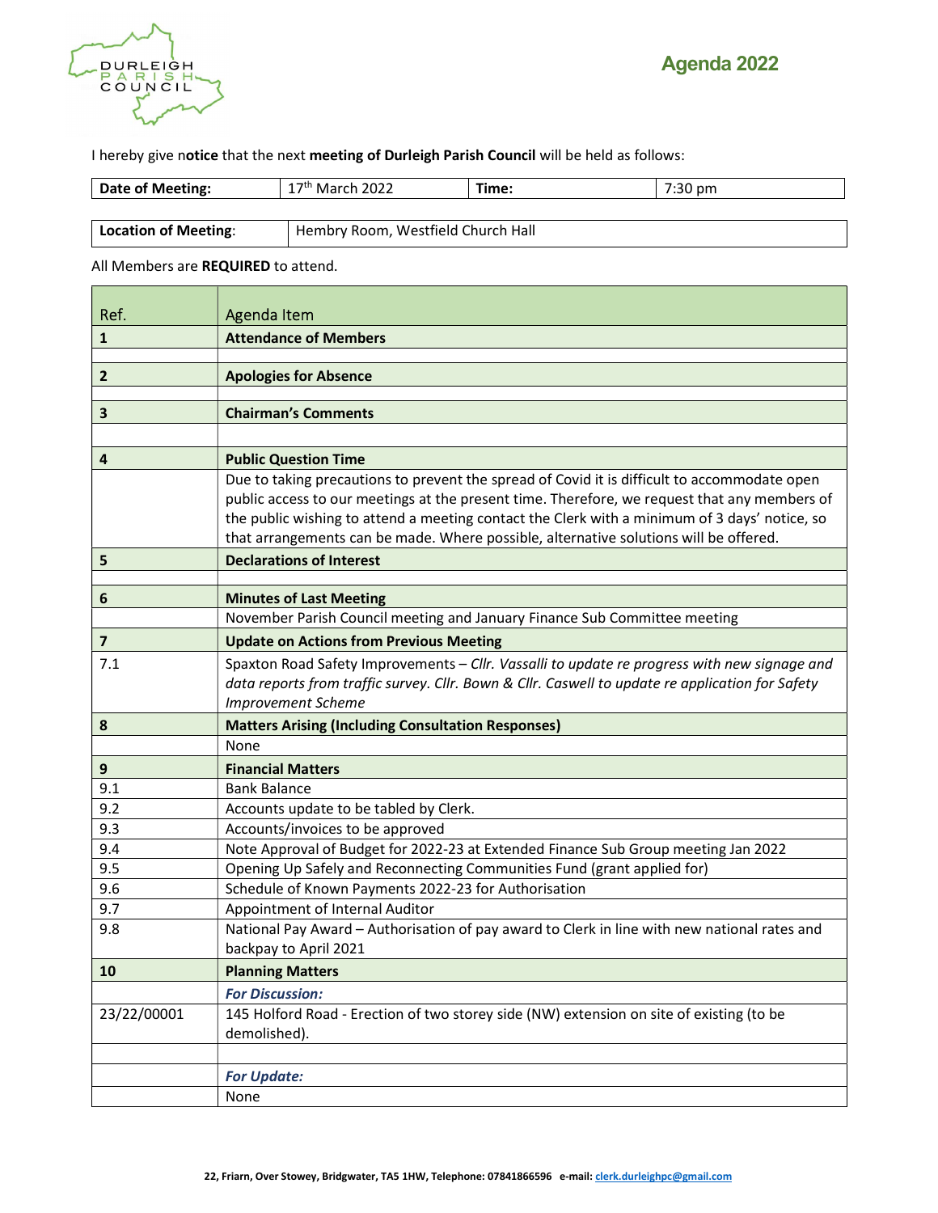# Agenda 2022

I hereby give n**otice** that the next **meeting of Durleigh Parish Council** will be held as follows:

| **Date of Meeting:** | 17th March 2022 | **Time:** | 7:30 pm |
|---|---|---|---|

| **Location of Meeting**: | Hembry Room, Westfield Church Hall |
|---|---|

All Members are **REQUIRED** to attend.

| Ref. | Agenda Item |
|---|---|
| **1** | **Attendance of Members** |
| | |
| **2** | **Apologies for Absence** |
| | |
| **3** | **Chairman's Comments** |
| | |
| **4** | **Public Question Time** |
| | Due to taking precautions to prevent the spread of Covid it is difficult to accommodate open public access to our meetings at the present time. Therefore, we request that any members of the public wishing to attend a meeting contact the Clerk with a minimum of 3 days' notice, so that arrangements can be made. Where possible, alternative solutions will be offered. |
| **5** | **Declarations of Interest** |
| | |
| **6** | **Minutes of Last Meeting** |
| | November Parish Council meeting and January Finance Sub Committee meeting |
| **7** | **Update on Actions from Previous Meeting** |
| 7.1 | Spaxton Road Safety Improvements – *Cllr. Vassalli to update re progress with new signage and data reports from traffic survey. Cllr. Bown & Cllr. Caswell to update re application for Safety Improvement Scheme* |
| **8** | **Matters Arising (Including Consultation Responses)** |
| | None |
| **9** | **Financial Matters** |
| 9.1 | Bank Balance |
| 9.2 | Accounts update to be tabled by Clerk. |
| 9.3 | Accounts/invoices to be approved |
| 9.4 | Note Approval of Budget for 2022-23 at Extended Finance Sub Group meeting Jan 2022 |
| 9.5 | Opening Up Safely and Reconnecting Communities Fund (grant applied for) |
| 9.6 | Schedule of Known Payments 2022-23 for Authorisation |
| 9.7 | Appointment of Internal Auditor |
| 9.8 | National Pay Award – Authorisation of pay award to Clerk in line with new national rates and backpay to April 2021 |
| **10** | **Planning Matters** |
| | ***For Discussion:*** |
| 23/22/00001 | 145 Holford Road - Erection of two storey side (NW) extension on site of existing (to be demolished). |
| | |
| | ***For Update:*** |
| | None |

22, Friarn, Over Stowey, Bridgwater, TA5 1HW, Telephone: 07841866596 e-mail: clerk.durleighpc@gmail.com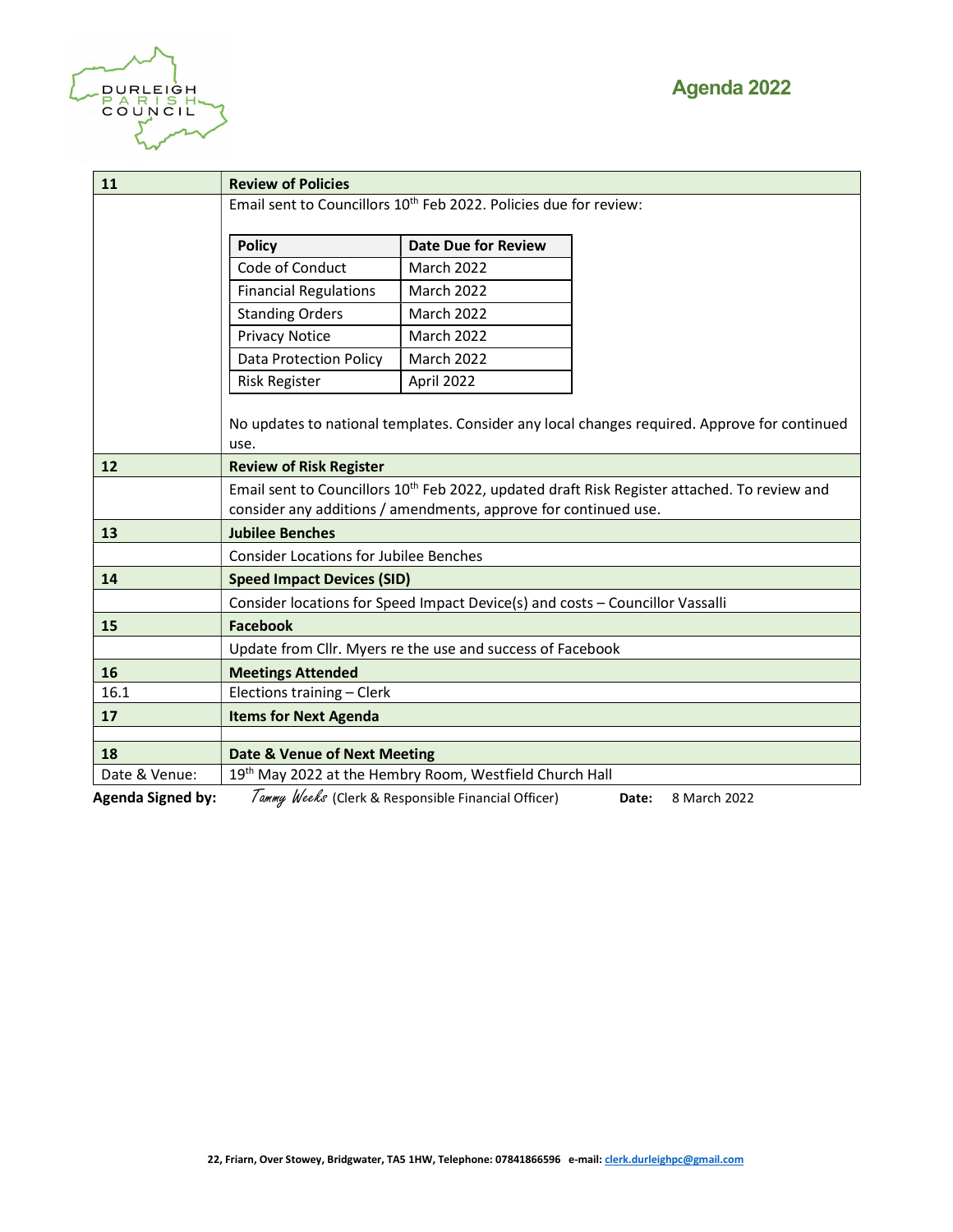# Agenda 2022

| | |
|---|---|
| **11** | **Review of Policies** |
| | Email sent to Councillors 10th Feb 2022. Policies due for review: |
| **12** | **Review of Risk Register** |
| | Email sent to Councillors 10th Feb 2022, updated draft Risk Register attached. To review and consider any additions / amendments, approve for continued use. |
| **13** | **Jubilee Benches** |
| | Consider Locations for Jubilee Benches |
| **14** | **Speed Impact Devices (SID)** |
| | Consider locations for Speed Impact Device(s) and costs – Councillor Vassalli |
| **15** | **Facebook** |
| | Update from Cllr. Myers re the use and success of Facebook |
| **16** | **Meetings Attended** |
| 16.1 | Elections training – Clerk |
| **17** | **Items for Next Agenda** |
| | |
| **18** | **Date & Venue of Next Meeting** |
| Date & Venue: | 19th May 2022 at the Hembry Room, Westfield Church Hall |

Policies due for review (item 11):

| Policy | Date Due for Review |
|---|---|
| Code of Conduct | March 2022 |
| Financial Regulations | March 2022 |
| Standing Orders | March 2022 |
| Privacy Notice | March 2022 |
| Data Protection Policy | March 2022 |
| Risk Register | April 2022 |

No updates to national templates. Consider any local changes required. Approve for continued use.

**Agenda Signed by:** *Tammy Weeks* (Clerk & Responsible Financial Officer) **Date:** 8 March 2022

22, Friarn, Over Stowey, Bridgwater, TA5 1HW, Telephone: 07841866596 e-mail: clerk.durleighpc@gmail.com